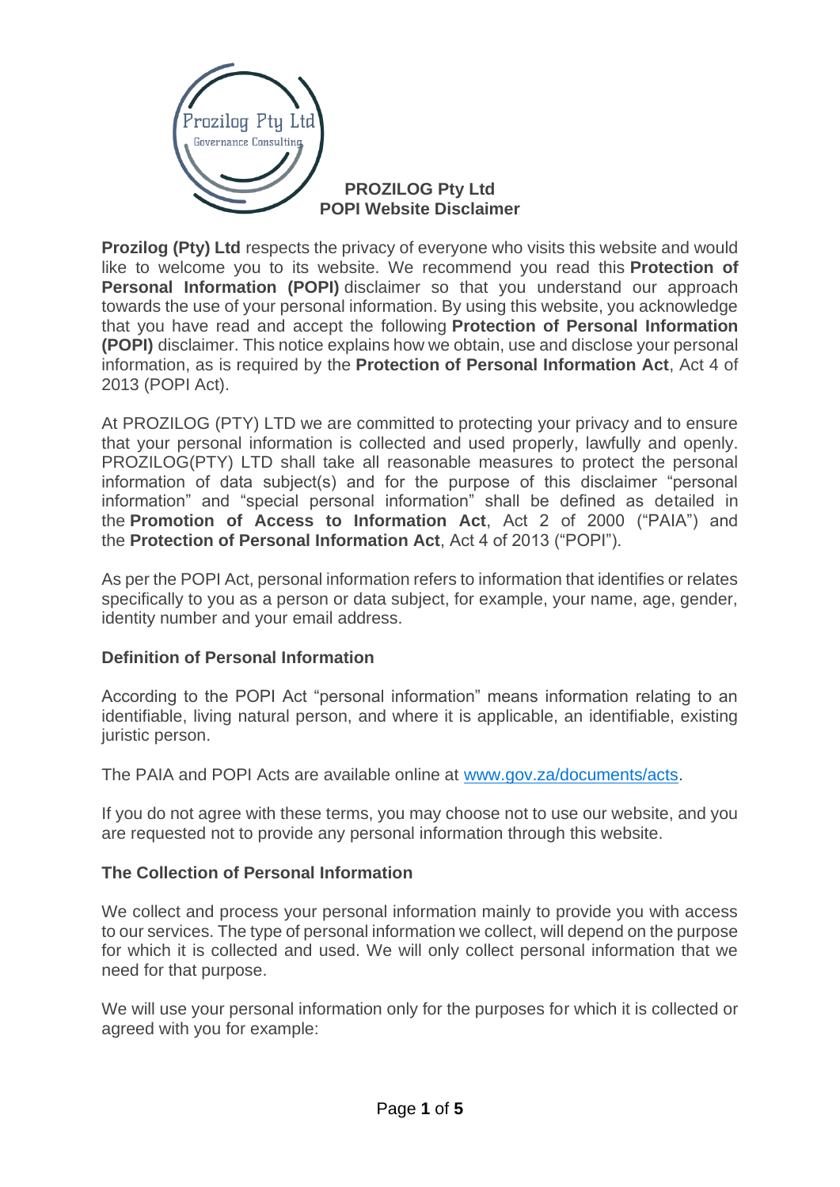# PROZILOG Pty Ltd
## POPI Website Disclaimer

**Prozilog (Pty) Ltd** respects the privacy of everyone who visits this website and would like to welcome you to its website. We recommend you read this **Protection of Personal Information (POPI)** disclaimer so that you understand our approach towards the use of your personal information. By using this website, you acknowledge that you have read and accept the following **Protection of Personal Information (POPI)** disclaimer. This notice explains how we obtain, use and disclose your personal information, as is required by the **Protection of Personal Information Act**, Act 4 of 2013 (POPI Act).

At PROZILOG (PTY) LTD we are committed to protecting your privacy and to ensure that your personal information is collected and used properly, lawfully and openly. PROZILOG(PTY) LTD shall take all reasonable measures to protect the personal information of data subject(s) and for the purpose of this disclaimer "personal information" and "special personal information" shall be defined as detailed in the **Promotion of Access to Information Act**, Act 2 of 2000 ("PAIA") and the **Protection of Personal Information Act**, Act 4 of 2013 ("POPI").

As per the POPI Act, personal information refers to information that identifies or relates specifically to you as a person or data subject, for example, your name, age, gender, identity number and your email address.

### Definition of Personal Information

According to the POPI Act "personal information" means information relating to an identifiable, living natural person, and where it is applicable, an identifiable, existing juristic person.

The PAIA and POPI Acts are available online at [www.gov.za/documents/acts](www.gov.za/documents/acts).

If you do not agree with these terms, you may choose not to use our website, and you are requested not to provide any personal information through this website.

### The Collection of Personal Information

We collect and process your personal information mainly to provide you with access to our services. The type of personal information we collect, will depend on the purpose for which it is collected and used. We will only collect personal information that we need for that purpose.

We will use your personal information only for the purposes for which it is collected or agreed with you for example: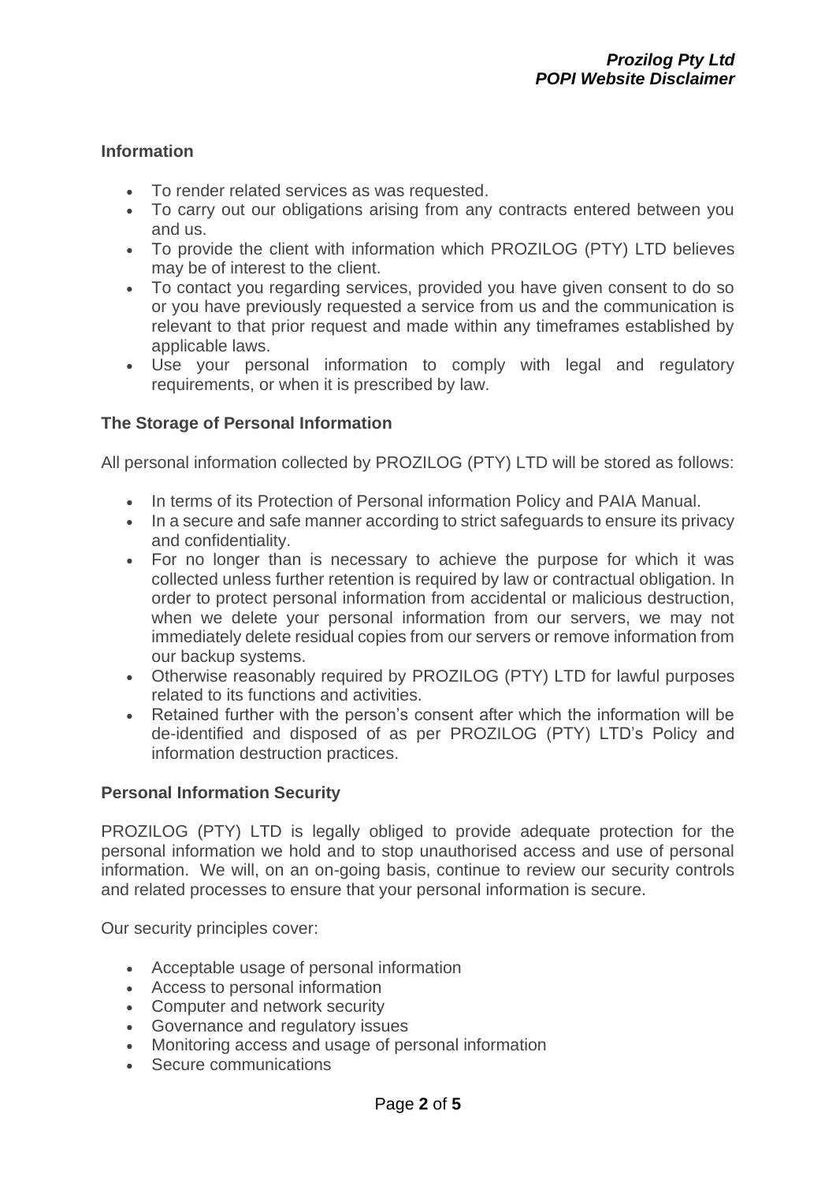## Information

- To render related services as was requested.
- To carry out our obligations arising from any contracts entered between you and us.
- To provide the client with information which PROZILOG (PTY) LTD believes may be of interest to the client.
- To contact you regarding services, provided you have given consent to do so or you have previously requested a service from us and the communication is relevant to that prior request and made within any timeframes established by applicable laws.
- Use your personal information to comply with legal and regulatory requirements, or when it is prescribed by law.

## The Storage of Personal Information

All personal information collected by PROZILOG (PTY) LTD will be stored as follows:

- In terms of its Protection of Personal information Policy and PAIA Manual.
- In a secure and safe manner according to strict safeguards to ensure its privacy and confidentiality.
- For no longer than is necessary to achieve the purpose for which it was collected unless further retention is required by law or contractual obligation. In order to protect personal information from accidental or malicious destruction, when we delete your personal information from our servers, we may not immediately delete residual copies from our servers or remove information from our backup systems.
- Otherwise reasonably required by PROZILOG (PTY) LTD for lawful purposes related to its functions and activities.
- Retained further with the person's consent after which the information will be de-identified and disposed of as per PROZILOG (PTY) LTD's Policy and information destruction practices.

## Personal Information Security

PROZILOG (PTY) LTD is legally obliged to provide adequate protection for the personal information we hold and to stop unauthorised access and use of personal information. We will, on an on-going basis, continue to review our security controls and related processes to ensure that your personal information is secure.

Our security principles cover:

- Acceptable usage of personal information
- Access to personal information
- Computer and network security
- Governance and regulatory issues
- Monitoring access and usage of personal information
- Secure communications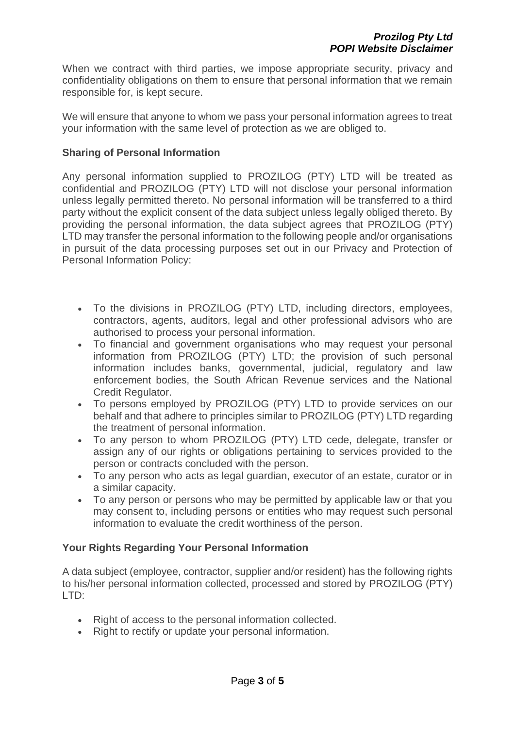When we contract with third parties, we impose appropriate security, privacy and confidentiality obligations on them to ensure that personal information that we remain responsible for, is kept secure.

We will ensure that anyone to whom we pass your personal information agrees to treat your information with the same level of protection as we are obliged to.

### Sharing of Personal Information

Any personal information supplied to PROZILOG (PTY) LTD will be treated as confidential and PROZILOG (PTY) LTD will not disclose your personal information unless legally permitted thereto. No personal information will be transferred to a third party without the explicit consent of the data subject unless legally obliged thereto. By providing the personal information, the data subject agrees that PROZILOG (PTY) LTD may transfer the personal information to the following people and/or organisations in pursuit of the data processing purposes set out in our Privacy and Protection of Personal Information Policy:

- To the divisions in PROZILOG (PTY) LTD, including directors, employees, contractors, agents, auditors, legal and other professional advisors who are authorised to process your personal information.
- To financial and government organisations who may request your personal information from PROZILOG (PTY) LTD; the provision of such personal information includes banks, governmental, judicial, regulatory and law enforcement bodies, the South African Revenue services and the National Credit Regulator.
- To persons employed by PROZILOG (PTY) LTD to provide services on our behalf and that adhere to principles similar to PROZILOG (PTY) LTD regarding the treatment of personal information.
- To any person to whom PROZILOG (PTY) LTD cede, delegate, transfer or assign any of our rights or obligations pertaining to services provided to the person or contracts concluded with the person.
- To any person who acts as legal guardian, executor of an estate, curator or in a similar capacity.
- To any person or persons who may be permitted by applicable law or that you may consent to, including persons or entities who may request such personal information to evaluate the credit worthiness of the person.

### Your Rights Regarding Your Personal Information

A data subject (employee, contractor, supplier and/or resident) has the following rights to his/her personal information collected, processed and stored by PROZILOG (PTY) LTD:

- Right of access to the personal information collected.
- Right to rectify or update your personal information.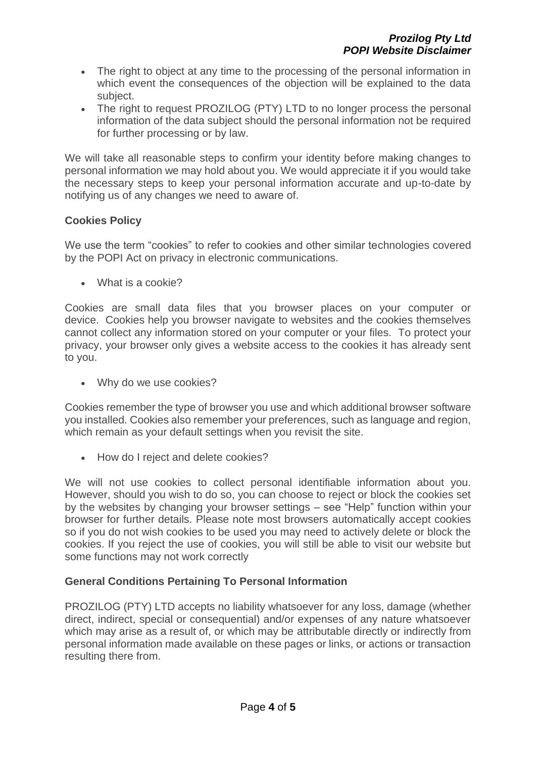- The right to object at any time to the processing of the personal information in which event the consequences of the objection will be explained to the data subject.
- The right to request PROZILOG (PTY) LTD to no longer process the personal information of the data subject should the personal information not be required for further processing or by law.

We will take all reasonable steps to confirm your identity before making changes to personal information we may hold about you. We would appreciate it if you would take the necessary steps to keep your personal information accurate and up-to-date by notifying us of any changes we need to aware of.

**Cookies Policy**

We use the term "cookies" to refer to cookies and other similar technologies covered by the POPI Act on privacy in electronic communications.

- What is a cookie?

Cookies are small data files that you browser places on your computer or device. Cookies help you browser navigate to websites and the cookies themselves cannot collect any information stored on your computer or your files. To protect your privacy, your browser only gives a website access to the cookies it has already sent to you.

- Why do we use cookies?

Cookies remember the type of browser you use and which additional browser software you installed. Cookies also remember your preferences, such as language and region, which remain as your default settings when you revisit the site.

- How do I reject and delete cookies?

We will not use cookies to collect personal identifiable information about you. However, should you wish to do so, you can choose to reject or block the cookies set by the websites by changing your browser settings – see "Help" function within your browser for further details. Please note most browsers automatically accept cookies so if you do not wish cookies to be used you may need to actively delete or block the cookies. If you reject the use of cookies, you will still be able to visit our website but some functions may not work correctly

**General Conditions Pertaining To Personal Information**

PROZILOG (PTY) LTD accepts no liability whatsoever for any loss, damage (whether direct, indirect, special or consequential) and/or expenses of any nature whatsoever which may arise as a result of, or which may be attributable directly or indirectly from personal information made available on these pages or links, or actions or transaction resulting there from.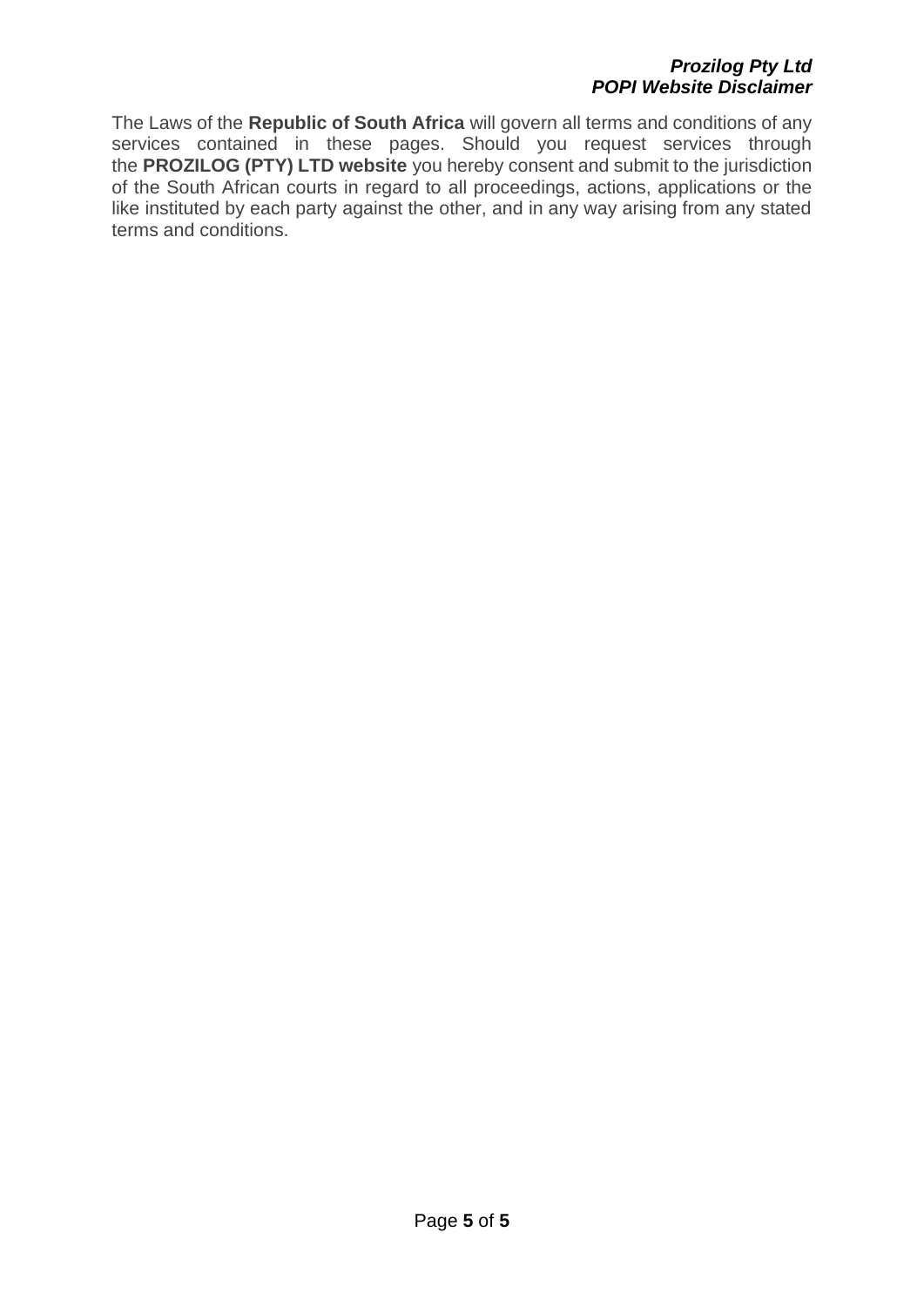The Laws of the **Republic of South Africa** will govern all terms and conditions of any services contained in these pages. Should you request services through the **PROZILOG (PTY) LTD website** you hereby consent and submit to the jurisdiction of the South African courts in regard to all proceedings, actions, applications or the like instituted by each party against the other, and in any way arising from any stated terms and conditions.